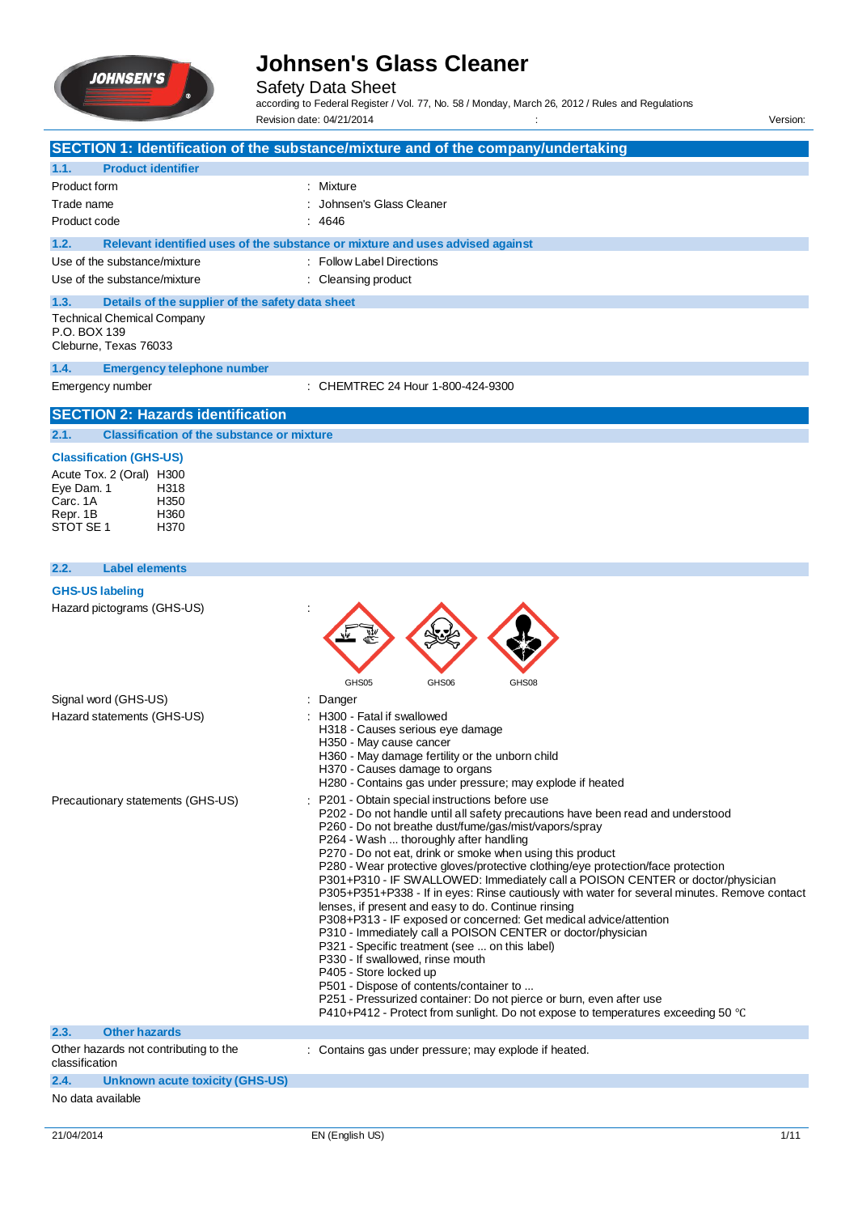# Johnsen's Glass Cleaner

Safety Data Sheet

according to Federal Register / Vol. 77, No. 58 / Monday, March 26, 2012 / Rules and Regulations

Revision date: 04/21/2014 : Version:

## SECTION 1: Identification of the substance/mixture and of the company/undertaking

### 1.1. Product identifier

| | |
|---|---|
| Product form | : Mixture |
| Trade name | : Johnsen's Glass Cleaner |
| Product code | : 4646 |

### 1.2. Relevant identified uses of the substance or mixture and uses advised against

| | |
|---|---|
| Use of the substance/mixture | : Follow Label Directions |
| Use of the substance/mixture | : Cleansing product |

### 1.3. Details of the supplier of the safety data sheet

Technical Chemical Company
P.O. BOX 139
Cleburne, Texas 76033

### 1.4. Emergency telephone number

| | |
|---|---|
| Emergency number | : CHEMTREC 24 Hour 1-800-424-9300 |

## SECTION 2: Hazards identification

### 2.1. Classification of the substance or mixture

**Classification (GHS-US)**

| | |
|---|---|
| Acute Tox. 2 (Oral) | H300 |
| Eye Dam. 1 | H318 |
| Carc. 1A | H350 |
| Repr. 1B | H360 |
| STOT SE 1 | H370 |

### 2.2. Label elements

**GHS-US labeling**

Hazard pictograms (GHS-US) :

GHS05 GHS06 GHS08

Signal word (GHS-US) : Danger

Hazard statements (GHS-US) :
- H300 - Fatal if swallowed
- H318 - Causes serious eye damage
- H350 - May cause cancer
- H360 - May damage fertility or the unborn child
- H370 - Causes damage to organs
- H280 - Contains gas under pressure; may explode if heated

Precautionary statements (GHS-US) :
- P201 - Obtain special instructions before use
- P202 - Do not handle until all safety precautions have been read and understood
- P260 - Do not breathe dust/fume/gas/mist/vapors/spray
- P264 - Wash ... thoroughly after handling
- P270 - Do not eat, drink or smoke when using this product
- P280 - Wear protective gloves/protective clothing/eye protection/face protection
- P301+P310 - IF SWALLOWED: Immediately call a POISON CENTER or doctor/physician
- P305+P351+P338 - If in eyes: Rinse cautiously with water for several minutes. Remove contact lenses, if present and easy to do. Continue rinsing
- P308+P313 - IF exposed or concerned: Get medical advice/attention
- P310 - Immediately call a POISON CENTER or doctor/physician
- P321 - Specific treatment (see ... on this label)
- P330 - If swallowed, rinse mouth
- P405 - Store locked up
- P501 - Dispose of contents/container to ...
- P251 - Pressurized container: Do not pierce or burn, even after use
- P410+P412 - Protect from sunlight. Do not expose to temperatures exceeding 50 °C

### 2.3. Other hazards

Other hazards not contributing to the classification : Contains gas under pressure; may explode if heated.

### 2.4. Unknown acute toxicity (GHS-US)

No data available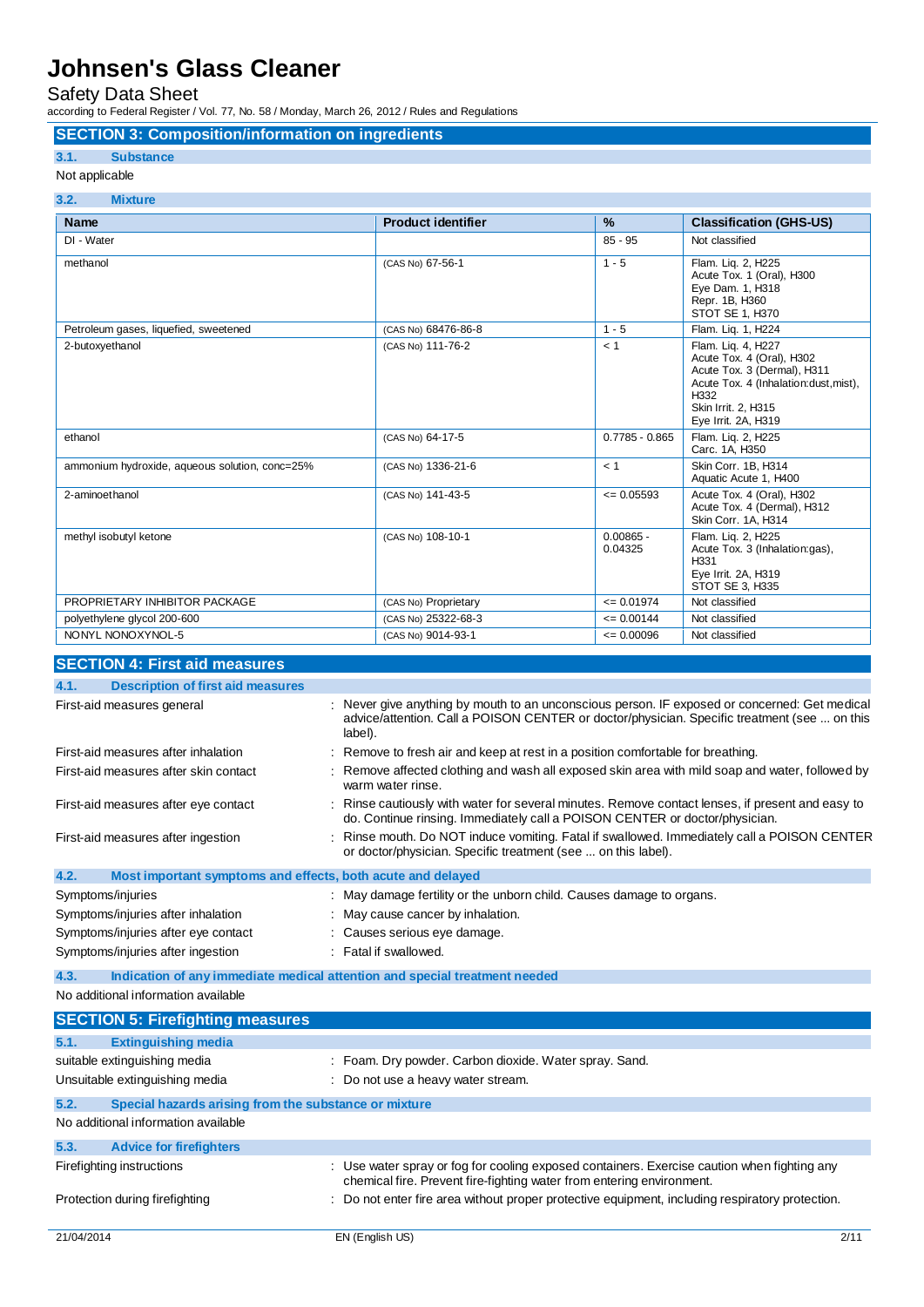## SECTION 3: Composition/information on ingredients

### 3.1. Substance

Not applicable

### 3.2. Mixture

| Name | Product identifier | % | Classification (GHS-US) |
|---|---|---|---|
| DI - Water | | 85 - 95 | Not classified |
| methanol | (CAS No) 67-56-1 | 1 - 5 | Flam. Liq. 2, H225<br>Acute Tox. 1 (Oral), H300<br>Eye Dam. 1, H318<br>Repr. 1B, H360<br>STOT SE 1, H370 |
| Petroleum gases, liquefied, sweetened | (CAS No) 68476-86-8 | 1 - 5 | Flam. Liq. 1, H224 |
| 2-butoxyethanol | (CAS No) 111-76-2 | < 1 | Flam. Liq. 4, H227<br>Acute Tox. 4 (Oral), H302<br>Acute Tox. 3 (Dermal), H311<br>Acute Tox. 4 (Inhalation:dust,mist), H332<br>Skin Irrit. 2, H315<br>Eye Irrit. 2A, H319 |
| ethanol | (CAS No) 64-17-5 | 0.7785 - 0.865 | Flam. Liq. 2, H225<br>Carc. 1A, H350 |
| ammonium hydroxide, aqueous solution, conc=25% | (CAS No) 1336-21-6 | < 1 | Skin Corr. 1B, H314<br>Aquatic Acute 1, H400 |
| 2-aminoethanol | (CAS No) 141-43-5 | <= 0.05593 | Acute Tox. 4 (Oral), H302<br>Acute Tox. 4 (Dermal), H312<br>Skin Corr. 1A, H314 |
| methyl isobutyl ketone | (CAS No) 108-10-1 | 0.00865 - 0.04325 | Flam. Liq. 2, H225<br>Acute Tox. 3 (Inhalation:gas), H331<br>Eye Irrit. 2A, H319<br>STOT SE 3, H335 |
| PROPRIETARY INHIBITOR PACKAGE | (CAS No) Proprietary | <= 0.01974 | Not classified |
| polyethylene glycol 200-600 | (CAS No) 25322-68-3 | <= 0.00144 | Not classified |
| NONYL NONOXYNOL-5 | (CAS No) 9014-93-1 | <= 0.00096 | Not classified |

## SECTION 4: First aid measures

### 4.1. Description of first aid measures

First-aid measures general : Never give anything by mouth to an unconscious person. IF exposed or concerned: Get medical advice/attention. Call a POISON CENTER or doctor/physician. Specific treatment (see ... on this label).

First-aid measures after inhalation : Remove to fresh air and keep at rest in a position comfortable for breathing.

First-aid measures after skin contact : Remove affected clothing and wash all exposed skin area with mild soap and water, followed by warm water rinse.

First-aid measures after eye contact : Rinse cautiously with water for several minutes. Remove contact lenses, if present and easy to do. Continue rinsing. Immediately call a POISON CENTER or doctor/physician.

First-aid measures after ingestion : Rinse mouth. Do NOT induce vomiting. Fatal if swallowed. Immediately call a POISON CENTER or doctor/physician. Specific treatment (see ... on this label).

### 4.2. Most important symptoms and effects, both acute and delayed

Symptoms/injuries : May damage fertility or the unborn child. Causes damage to organs.

Symptoms/injuries after inhalation : May cause cancer by inhalation.

Symptoms/injuries after eye contact : Causes serious eye damage.

Symptoms/injuries after ingestion : Fatal if swallowed.

### 4.3. Indication of any immediate medical attention and special treatment needed

No additional information available

## SECTION 5: Firefighting measures

### 5.1. Extinguishing media

suitable extinguishing media : Foam. Dry powder. Carbon dioxide. Water spray. Sand.

Unsuitable extinguishing media : Do not use a heavy water stream.

### 5.2. Special hazards arising from the substance or mixture

No additional information available

### 5.3. Advice for firefighters

Firefighting instructions : Use water spray or fog for cooling exposed containers. Exercise caution when fighting any chemical fire. Prevent fire-fighting water from entering environment.

Protection during firefighting : Do not enter fire area without proper protective equipment, including respiratory protection.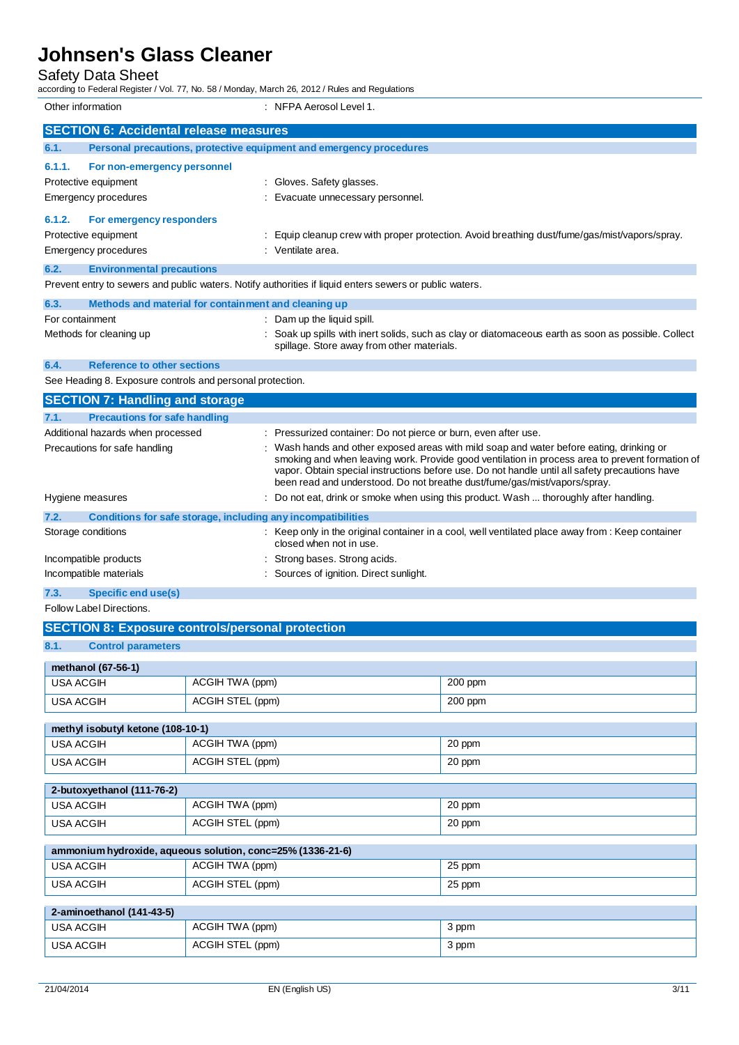| | |
|---|---|
| Other information | : NFPA Aerosol Level 1. |

## SECTION 6: Accidental release measures

### 6.1. Personal precautions, protective equipment and emergency procedures

#### 6.1.1. For non-emergency personnel

| | |
|---|---|
| Protective equipment | : Gloves. Safety glasses. |
| Emergency procedures | : Evacuate unnecessary personnel. |

#### 6.1.2. For emergency responders

| | |
|---|---|
| Protective equipment | : Equip cleanup crew with proper protection. Avoid breathing dust/fume/gas/mist/vapors/spray. |
| Emergency procedures | : Ventilate area. |

### 6.2. Environmental precautions

Prevent entry to sewers and public waters. Notify authorities if liquid enters sewers or public waters.

### 6.3. Methods and material for containment and cleaning up

| | |
|---|---|
| For containment | : Dam up the liquid spill. |
| Methods for cleaning up | : Soak up spills with inert solids, such as clay or diatomaceous earth as soon as possible. Collect spillage. Store away from other materials. |

### 6.4. Reference to other sections

See Heading 8. Exposure controls and personal protection.

## SECTION 7: Handling and storage

### 7.1. Precautions for safe handling

| | |
|---|---|
| Additional hazards when processed | : Pressurized container: Do not pierce or burn, even after use. |
| Precautions for safe handling | : Wash hands and other exposed areas with mild soap and water before eating, drinking or smoking and when leaving work. Provide good ventilation in process area to prevent formation of vapor. Obtain special instructions before use. Do not handle until all safety precautions have been read and understood. Do not breathe dust/fume/gas/mist/vapors/spray. |
| Hygiene measures | : Do not eat, drink or smoke when using this product. Wash ... thoroughly after handling. |

### 7.2. Conditions for safe storage, including any incompatibilities

| | |
|---|---|
| Storage conditions | : Keep only in the original container in a cool, well ventilated place away from : Keep container closed when not in use. |
| Incompatible products | : Strong bases. Strong acids. |
| Incompatible materials | : Sources of ignition. Direct sunlight. |

### 7.3. Specific end use(s)

Follow Label Directions.

## SECTION 8: Exposure controls/personal protection

### 8.1. Control parameters

| methanol (67-56-1) | | |
|---|---|---|
| USA ACGIH | ACGIH TWA (ppm) | 200 ppm |
| USA ACGIH | ACGIH STEL (ppm) | 200 ppm |

| methyl isobutyl ketone (108-10-1) | | |
|---|---|---|
| USA ACGIH | ACGIH TWA (ppm) | 20 ppm |
| USA ACGIH | ACGIH STEL (ppm) | 20 ppm |

| 2-butoxyethanol (111-76-2) | | |
|---|---|---|
| USA ACGIH | ACGIH TWA (ppm) | 20 ppm |
| USA ACGIH | ACGIH STEL (ppm) | 20 ppm |

| ammonium hydroxide, aqueous solution, conc=25% (1336-21-6) | | |
|---|---|---|
| USA ACGIH | ACGIH TWA (ppm) | 25 ppm |
| USA ACGIH | ACGIH STEL (ppm) | 25 ppm |

| 2-aminoethanol (141-43-5) | | |
|---|---|---|
| USA ACGIH | ACGIH TWA (ppm) | 3 ppm |
| USA ACGIH | ACGIH STEL (ppm) | 3 ppm |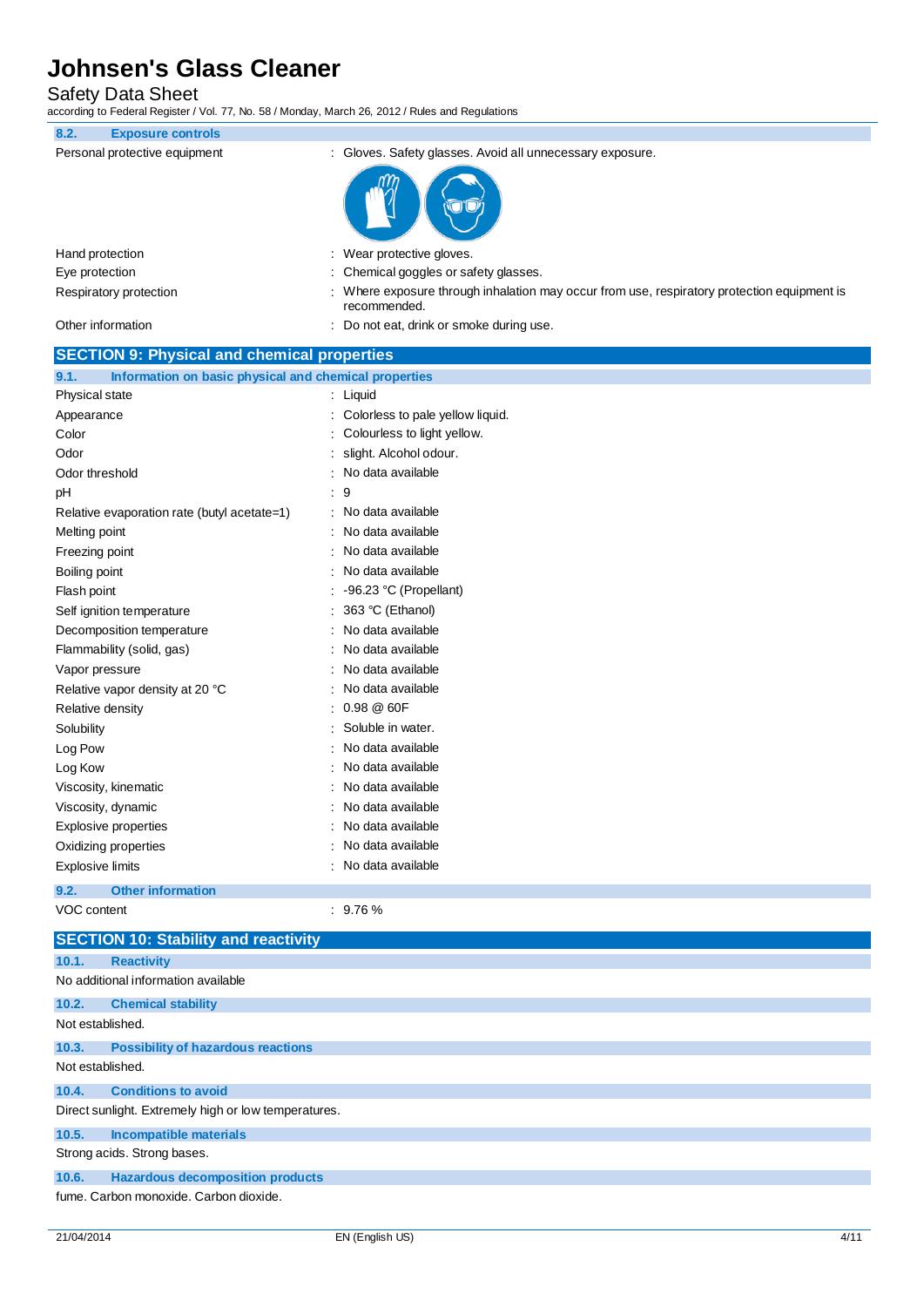### 8.2. Exposure controls

| | |
|---|---|
| Personal protective equipment | : Gloves. Safety glasses. Avoid all unnecessary exposure. |
| Hand protection | : Wear protective gloves. |
| Eye protection | : Chemical goggles or safety glasses. |
| Respiratory protection | : Where exposure through inhalation may occur from use, respiratory protection equipment is recommended. |
| Other information | : Do not eat, drink or smoke during use. |

## SECTION 9: Physical and chemical properties

### 9.1. Information on basic physical and chemical properties

| | |
|---|---|
| Physical state | : Liquid |
| Appearance | : Colorless to pale yellow liquid. |
| Color | : Colourless to light yellow. |
| Odor | : slight. Alcohol odour. |
| Odor threshold | : No data available |
| pH | : 9 |
| Relative evaporation rate (butyl acetate=1) | : No data available |
| Melting point | : No data available |
| Freezing point | : No data available |
| Boiling point | : No data available |
| Flash point | : -96.23 °C (Propellant) |
| Self ignition temperature | : 363 °C (Ethanol) |
| Decomposition temperature | : No data available |
| Flammability (solid, gas) | : No data available |
| Vapor pressure | : No data available |
| Relative vapor density at 20 °C | : No data available |
| Relative density | : 0.98 @ 60F |
| Solubility | : Soluble in water. |
| Log Pow | : No data available |
| Log Kow | : No data available |
| Viscosity, kinematic | : No data available |
| Viscosity, dynamic | : No data available |
| Explosive properties | : No data available |
| Oxidizing properties | : No data available |
| Explosive limits | : No data available |

### 9.2. Other information

| | |
|---|---|
| VOC content | : 9.76 % |

## SECTION 10: Stability and reactivity

### 10.1. Reactivity

No additional information available

### 10.2. Chemical stability

Not established.

### 10.3. Possibility of hazardous reactions

Not established.

### 10.4. Conditions to avoid

Direct sunlight. Extremely high or low temperatures.

### 10.5. Incompatible materials

Strong acids. Strong bases.

### 10.6. Hazardous decomposition products

fume. Carbon monoxide. Carbon dioxide.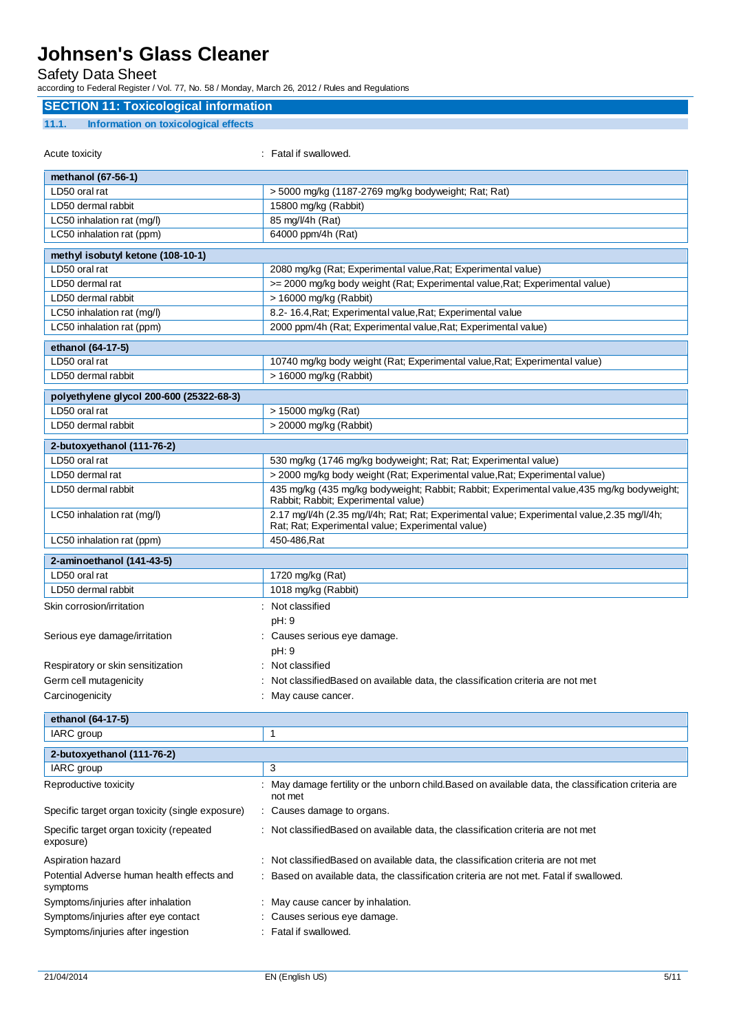## SECTION 11: Toxicological information

### 11.1. Information on toxicological effects

Acute toxicity : Fatal if swallowed.

| methanol (67-56-1) | |
|---|---|
| LD50 oral rat | > 5000 mg/kg (1187-2769 mg/kg bodyweight; Rat; Rat) |
| LD50 dermal rabbit | 15800 mg/kg (Rabbit) |
| LC50 inhalation rat (mg/l) | 85 mg/l/4h (Rat) |
| LC50 inhalation rat (ppm) | 64000 ppm/4h (Rat) |

| methyl isobutyl ketone (108-10-1) | |
|---|---|
| LD50 oral rat | 2080 mg/kg (Rat; Experimental value,Rat; Experimental value) |
| LD50 dermal rat | >= 2000 mg/kg body weight (Rat; Experimental value,Rat; Experimental value) |
| LD50 dermal rabbit | > 16000 mg/kg (Rabbit) |
| LC50 inhalation rat (mg/l) | 8.2- 16.4,Rat; Experimental value,Rat; Experimental value |
| LC50 inhalation rat (ppm) | 2000 ppm/4h (Rat; Experimental value,Rat; Experimental value) |

| ethanol (64-17-5) | |
|---|---|
| LD50 oral rat | 10740 mg/kg body weight (Rat; Experimental value,Rat; Experimental value) |
| LD50 dermal rabbit | > 16000 mg/kg (Rabbit) |

| polyethylene glycol 200-600 (25322-68-3) | |
|---|---|
| LD50 oral rat | > 15000 mg/kg (Rat) |
| LD50 dermal rabbit | > 20000 mg/kg (Rabbit) |

| 2-butoxyethanol (111-76-2) | |
|---|---|
| LD50 oral rat | 530 mg/kg (1746 mg/kg bodyweight; Rat; Rat; Experimental value) |
| LD50 dermal rat | > 2000 mg/kg body weight (Rat; Experimental value,Rat; Experimental value) |
| LD50 dermal rabbit | 435 mg/kg (435 mg/kg bodyweight; Rabbit; Rabbit; Experimental value,435 mg/kg bodyweight; Rabbit; Rabbit; Experimental value) |
| LC50 inhalation rat (mg/l) | 2.17 mg/l/4h (2.35 mg/l/4h; Rat; Rat; Experimental value; Experimental value,2.35 mg/l/4h; Rat; Rat; Experimental value; Experimental value) |
| LC50 inhalation rat (ppm) | 450-486,Rat |

| 2-aminoethanol (141-43-5) | |
|---|---|
| LD50 oral rat | 1720 mg/kg (Rat) |
| LD50 dermal rabbit | 1018 mg/kg (Rabbit) |

Skin corrosion/irritation : Not classified

pH: 9

Serious eye damage/irritation : Causes serious eye damage.

pH: 9

Respiratory or skin sensitization : Not classified

Germ cell mutagenicity : Not classifiedBased on available data, the classification criteria are not met

Carcinogenicity : May cause cancer.

| ethanol (64-17-5) | |
|---|---|
| IARC group | 1 |

| 2-butoxyethanol (111-76-2) | |
|---|---|
| IARC group | 3 |

Reproductive toxicity : May damage fertility or the unborn child.Based on available data, the classification criteria are not met

Specific target organ toxicity (single exposure) : Causes damage to organs.

Specific target organ toxicity (repeated exposure) : Not classifiedBased on available data, the classification criteria are not met

Aspiration hazard : Not classifiedBased on available data, the classification criteria are not met

Potential Adverse human health effects and symptoms : Based on available data, the classification criteria are not met. Fatal if swallowed.

Symptoms/injuries after inhalation : May cause cancer by inhalation.

Symptoms/injuries after eye contact : Causes serious eye damage.

Symptoms/injuries after ingestion : Fatal if swallowed.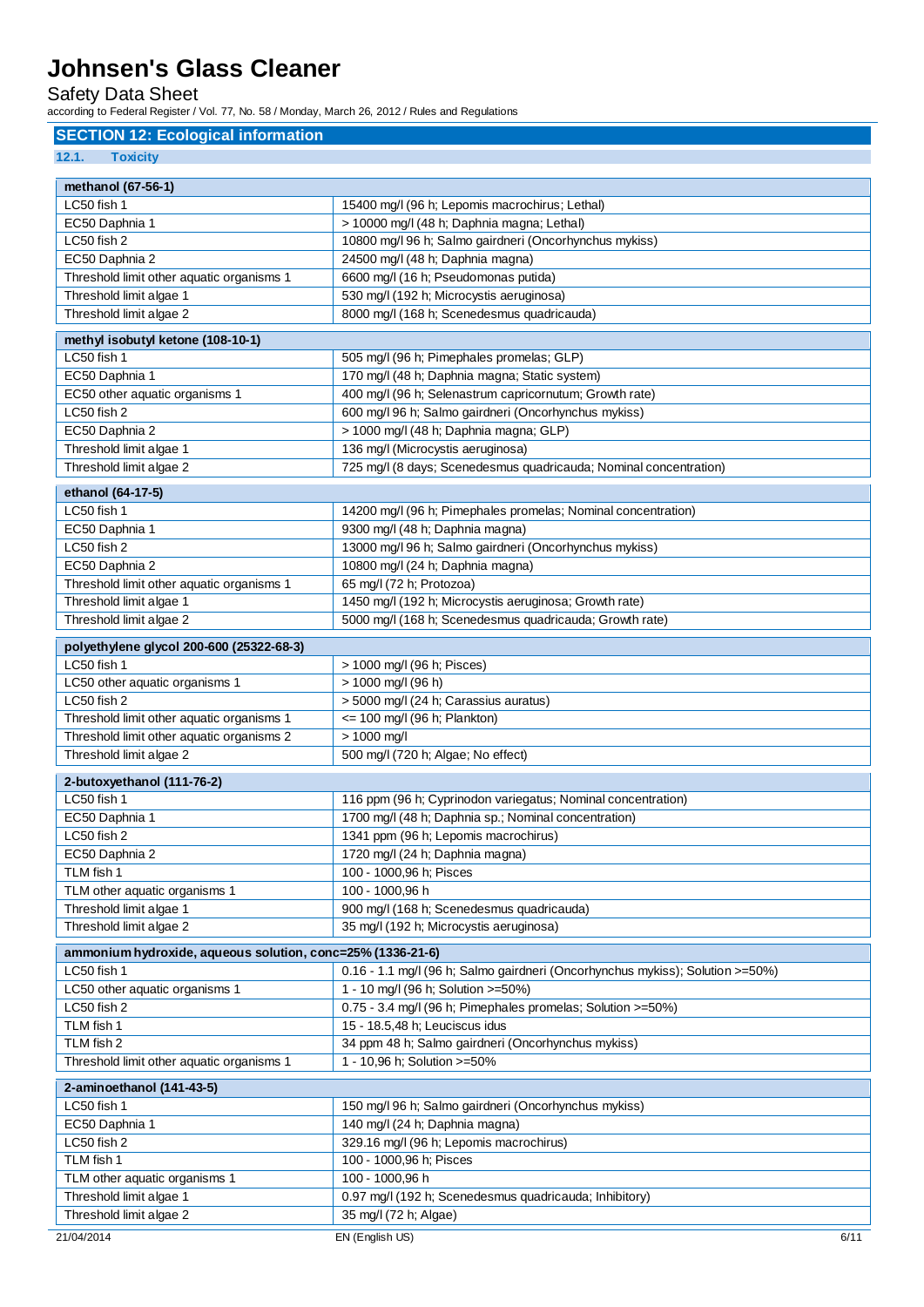# Johnsen's Glass Cleaner

Safety Data Sheet

according to Federal Register / Vol. 77, No. 58 / Monday, March 26, 2012 / Rules and Regulations

## SECTION 12: Ecological information

### 12.1. Toxicity

| methanol (67-56-1) | |
|---|---|
| LC50 fish 1 | 15400 mg/l (96 h; Lepomis macrochirus; Lethal) |
| EC50 Daphnia 1 | > 10000 mg/l (48 h; Daphnia magna; Lethal) |
| LC50 fish 2 | 10800 mg/l 96 h; Salmo gairdneri (Oncorhynchus mykiss) |
| EC50 Daphnia 2 | 24500 mg/l (48 h; Daphnia magna) |
| Threshold limit other aquatic organisms 1 | 6600 mg/l (16 h; Pseudomonas putida) |
| Threshold limit algae 1 | 530 mg/l (192 h; Microcystis aeruginosa) |
| Threshold limit algae 2 | 8000 mg/l (168 h; Scenedesmus quadricauda) |

| methyl isobutyl ketone (108-10-1) | |
|---|---|
| LC50 fish 1 | 505 mg/l (96 h; Pimephales promelas; GLP) |
| EC50 Daphnia 1 | 170 mg/l (48 h; Daphnia magna; Static system) |
| EC50 other aquatic organisms 1 | 400 mg/l (96 h; Selenastrum capricornutum; Growth rate) |
| LC50 fish 2 | 600 mg/l 96 h; Salmo gairdneri (Oncorhynchus mykiss) |
| EC50 Daphnia 2 | > 1000 mg/l (48 h; Daphnia magna; GLP) |
| Threshold limit algae 1 | 136 mg/l (Microcystis aeruginosa) |
| Threshold limit algae 2 | 725 mg/l (8 days; Scenedesmus quadricauda; Nominal concentration) |

| ethanol (64-17-5) | |
|---|---|
| LC50 fish 1 | 14200 mg/l (96 h; Pimephales promelas; Nominal concentration) |
| EC50 Daphnia 1 | 9300 mg/l (48 h; Daphnia magna) |
| LC50 fish 2 | 13000 mg/l 96 h; Salmo gairdneri (Oncorhynchus mykiss) |
| EC50 Daphnia 2 | 10800 mg/l (24 h; Daphnia magna) |
| Threshold limit other aquatic organisms 1 | 65 mg/l (72 h; Protozoa) |
| Threshold limit algae 1 | 1450 mg/l (192 h; Microcystis aeruginosa; Growth rate) |
| Threshold limit algae 2 | 5000 mg/l (168 h; Scenedesmus quadricauda; Growth rate) |

| polyethylene glycol 200-600 (25322-68-3) | |
|---|---|
| LC50 fish 1 | > 1000 mg/l (96 h; Pisces) |
| LC50 other aquatic organisms 1 | > 1000 mg/l (96 h) |
| LC50 fish 2 | > 5000 mg/l (24 h; Carassius auratus) |
| Threshold limit other aquatic organisms 1 | <= 100 mg/l (96 h; Plankton) |
| Threshold limit other aquatic organisms 2 | > 1000 mg/l |
| Threshold limit algae 2 | 500 mg/l (720 h; Algae; No effect) |

| 2-butoxyethanol (111-76-2) | |
|---|---|
| LC50 fish 1 | 116 ppm (96 h; Cyprinodon variegatus; Nominal concentration) |
| EC50 Daphnia 1 | 1700 mg/l (48 h; Daphnia sp.; Nominal concentration) |
| LC50 fish 2 | 1341 ppm (96 h; Lepomis macrochirus) |
| EC50 Daphnia 2 | 1720 mg/l (24 h; Daphnia magna) |
| TLM fish 1 | 100 - 1000,96 h; Pisces |
| TLM other aquatic organisms 1 | 100 - 1000,96 h |
| Threshold limit algae 1 | 900 mg/l (168 h; Scenedesmus quadricauda) |
| Threshold limit algae 2 | 35 mg/l (192 h; Microcystis aeruginosa) |

| ammonium hydroxide, aqueous solution, conc=25% (1336-21-6) | |
|---|---|
| LC50 fish 1 | 0.16 - 1.1 mg/l (96 h; Salmo gairdneri (Oncorhynchus mykiss); Solution >=50%) |
| LC50 other aquatic organisms 1 | 1 - 10 mg/l (96 h; Solution >=50%) |
| LC50 fish 2 | 0.75 - 3.4 mg/l (96 h; Pimephales promelas; Solution >=50%) |
| TLM fish 1 | 15 - 18.5,48 h; Leuciscus idus |
| TLM fish 2 | 34 ppm 48 h; Salmo gairdneri (Oncorhynchus mykiss) |
| Threshold limit other aquatic organisms 1 | 1 - 10,96 h; Solution >=50% |

| 2-aminoethanol (141-43-5) | |
|---|---|
| LC50 fish 1 | 150 mg/l 96 h; Salmo gairdneri (Oncorhynchus mykiss) |
| EC50 Daphnia 1 | 140 mg/l (24 h; Daphnia magna) |
| LC50 fish 2 | 329.16 mg/l (96 h; Lepomis macrochirus) |
| TLM fish 1 | 100 - 1000,96 h; Pisces |
| TLM other aquatic organisms 1 | 100 - 1000,96 h |
| Threshold limit algae 1 | 0.97 mg/l (192 h; Scenedesmus quadricauda; Inhibitory) |
| Threshold limit algae 2 | 35 mg/l (72 h; Algae) |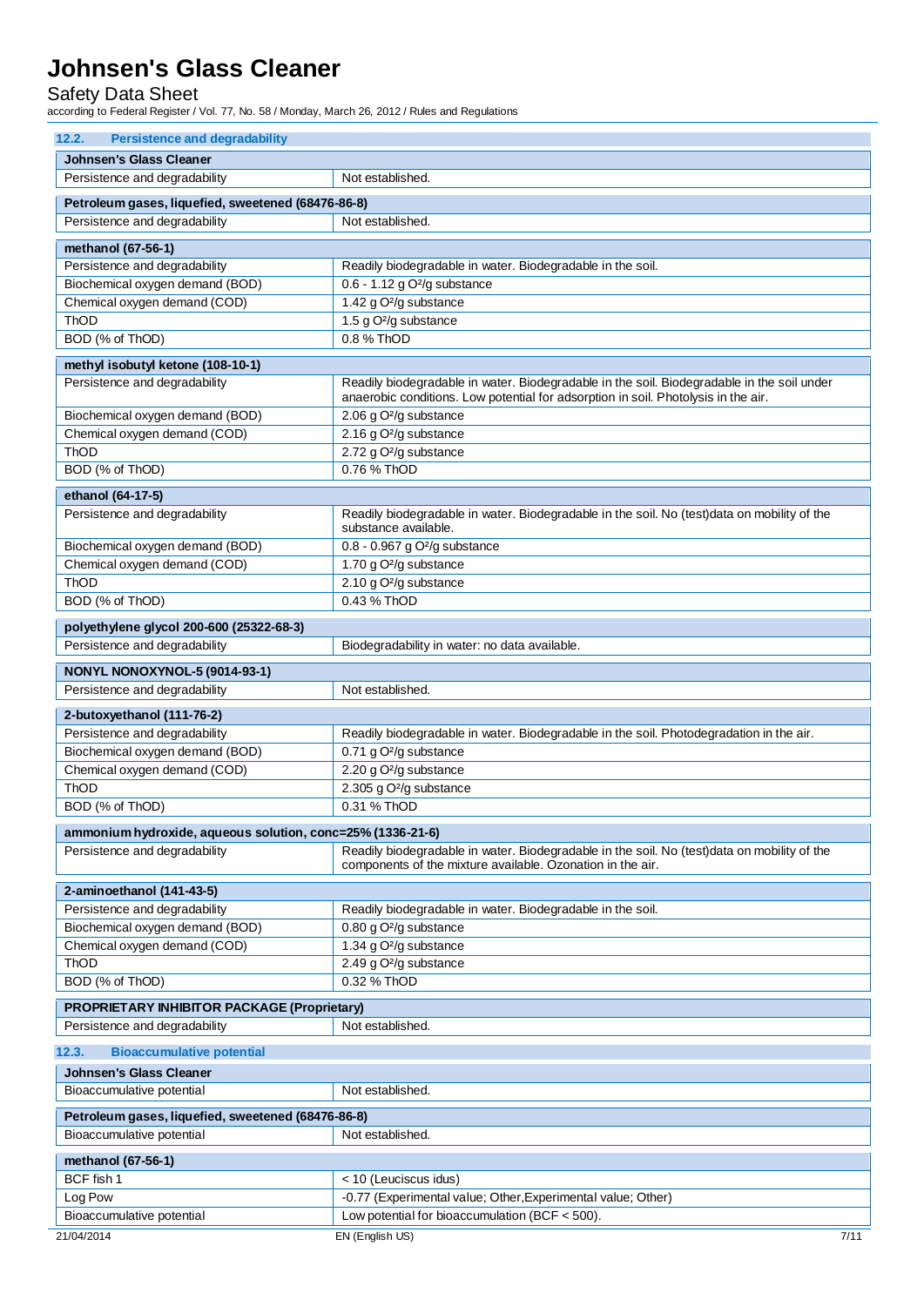### 12.2. Persistence and degradability

| Johnsen's Glass Cleaner | |
|---|---|
| Persistence and degradability | Not established. |

| Petroleum gases, liquefied, sweetened (68476-86-8) | |
|---|---|
| Persistence and degradability | Not established. |

| methanol (67-56-1) | |
|---|---|
| Persistence and degradability | Readily biodegradable in water. Biodegradable in the soil. |
| Biochemical oxygen demand (BOD) | 0.6 - 1.12 g $O^2$/g substance |
| Chemical oxygen demand (COD) | 1.42 g $O^2$/g substance |
| ThOD | 1.5 g $O^2$/g substance |
| BOD (% of ThOD) | 0.8 % ThOD |

| methyl isobutyl ketone (108-10-1) | |
|---|---|
| Persistence and degradability | Readily biodegradable in water. Biodegradable in the soil. Biodegradable in the soil under anaerobic conditions. Low potential for adsorption in soil. Photolysis in the air. |
| Biochemical oxygen demand (BOD) | 2.06 g $O^2$/g substance |
| Chemical oxygen demand (COD) | 2.16 g $O^2$/g substance |
| ThOD | 2.72 g $O^2$/g substance |
| BOD (% of ThOD) | 0.76 % ThOD |

| ethanol (64-17-5) | |
|---|---|
| Persistence and degradability | Readily biodegradable in water. Biodegradable in the soil. No (test)data on mobility of the substance available. |
| Biochemical oxygen demand (BOD) | 0.8 - 0.967 g $O^2$/g substance |
| Chemical oxygen demand (COD) | 1.70 g $O^2$/g substance |
| ThOD | 2.10 g $O^2$/g substance |
| BOD (% of ThOD) | 0.43 % ThOD |

| polyethylene glycol 200-600 (25322-68-3) | |
|---|---|
| Persistence and degradability | Biodegradability in water: no data available. |

| NONYL NONOXYNOL-5 (9014-93-1) | |
|---|---|
| Persistence and degradability | Not established. |

| 2-butoxyethanol (111-76-2) | |
|---|---|
| Persistence and degradability | Readily biodegradable in water. Biodegradable in the soil. Photodegradation in the air. |
| Biochemical oxygen demand (BOD) | 0.71 g $O^2$/g substance |
| Chemical oxygen demand (COD) | 2.20 g $O^2$/g substance |
| ThOD | 2.305 g $O^2$/g substance |
| BOD (% of ThOD) | 0.31 % ThOD |

| ammonium hydroxide, aqueous solution, conc=25% (1336-21-6) | |
|---|---|
| Persistence and degradability | Readily biodegradable in water. Biodegradable in the soil. No (test)data on mobility of the components of the mixture available. Ozonation in the air. |

| 2-aminoethanol (141-43-5) | |
|---|---|
| Persistence and degradability | Readily biodegradable in water. Biodegradable in the soil. |
| Biochemical oxygen demand (BOD) | 0.80 g $O^2$/g substance |
| Chemical oxygen demand (COD) | 1.34 g $O^2$/g substance |
| ThOD | 2.49 g $O^2$/g substance |
| BOD (% of ThOD) | 0.32 % ThOD |

| PROPRIETARY INHIBITOR PACKAGE (Proprietary) | |
|---|---|
| Persistence and degradability | Not established. |

### 12.3. Bioaccumulative potential

| Johnsen's Glass Cleaner | |
|---|---|
| Bioaccumulative potential | Not established. |

| Petroleum gases, liquefied, sweetened (68476-86-8) | |
|---|---|
| Bioaccumulative potential | Not established. |

| methanol (67-56-1) | |
|---|---|
| BCF fish 1 | < 10 (Leuciscus idus) |
| Log Pow | -0.77 (Experimental value; Other,Experimental value; Other) |
| Bioaccumulative potential | Low potential for bioaccumulation (BCF < 500). |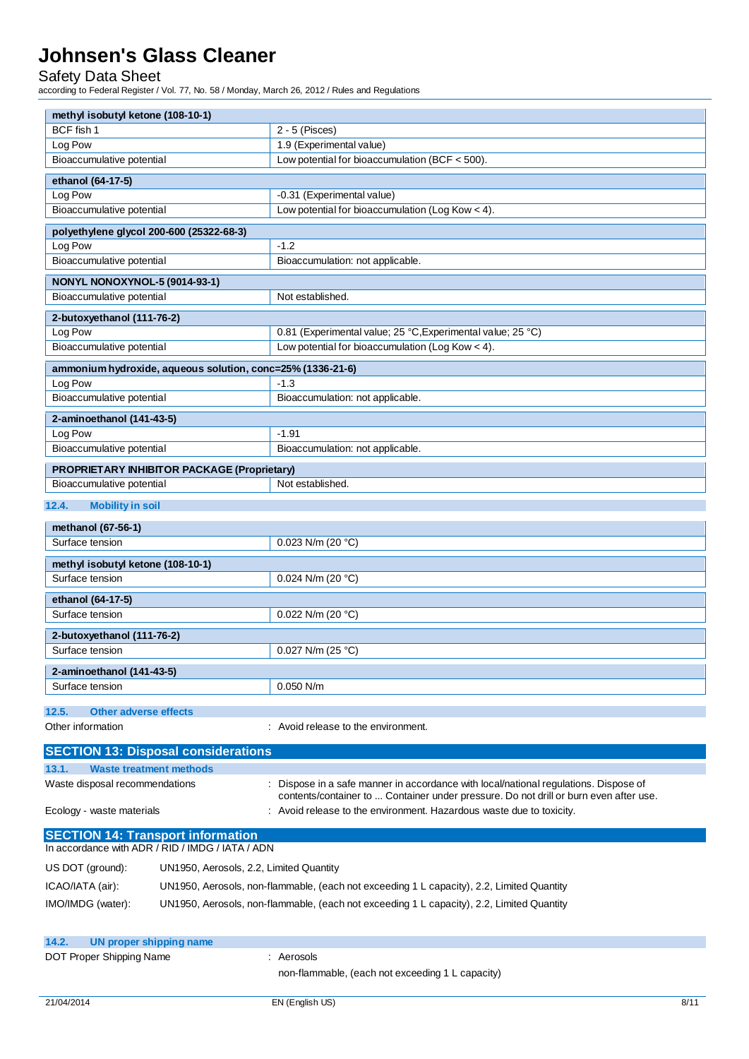| methyl isobutyl ketone (108-10-1) | |
|---|---|
| BCF fish 1 | 2 - 5 (Pisces) |
| Log Pow | 1.9 (Experimental value) |
| Bioaccumulative potential | Low potential for bioaccumulation (BCF < 500). |

| ethanol (64-17-5) | |
|---|---|
| Log Pow | -0.31 (Experimental value) |
| Bioaccumulative potential | Low potential for bioaccumulation (Log Kow < 4). |

| polyethylene glycol 200-600 (25322-68-3) | |
|---|---|
| Log Pow | -1.2 |
| Bioaccumulative potential | Bioaccumulation: not applicable. |

| NONYL NONOXYNOL-5 (9014-93-1) | |
|---|---|
| Bioaccumulative potential | Not established. |

| 2-butoxyethanol (111-76-2) | |
|---|---|
| Log Pow | 0.81 (Experimental value; 25 °C,Experimental value; 25 °C) |
| Bioaccumulative potential | Low potential for bioaccumulation (Log Kow < 4). |

| ammonium hydroxide, aqueous solution, conc=25% (1336-21-6) | |
|---|---|
| Log Pow | -1.3 |
| Bioaccumulative potential | Bioaccumulation: not applicable. |

| 2-aminoethanol (141-43-5) | |
|---|---|
| Log Pow | -1.91 |
| Bioaccumulative potential | Bioaccumulation: not applicable. |

| PROPRIETARY INHIBITOR PACKAGE (Proprietary) | |
|---|---|
| Bioaccumulative potential | Not established. |

### 12.4. Mobility in soil

| methanol (67-56-1) | |
|---|---|
| Surface tension | 0.023 N/m (20 °C) |

| methyl isobutyl ketone (108-10-1) | |
|---|---|
| Surface tension | 0.024 N/m (20 °C) |

| ethanol (64-17-5) | |
|---|---|
| Surface tension | 0.022 N/m (20 °C) |

| 2-butoxyethanol (111-76-2) | |
|---|---|
| Surface tension | 0.027 N/m (25 °C) |

| 2-aminoethanol (141-43-5) | |
|---|---|
| Surface tension | 0.050 N/m |

### 12.5. Other adverse effects

Other information : Avoid release to the environment.

## SECTION 13: Disposal considerations

### 13.1. Waste treatment methods

Waste disposal recommendations : Dispose in a safe manner in accordance with local/national regulations. Dispose of contents/container to ... Container under pressure. Do not drill or burn even after use.

Ecology - waste materials : Avoid release to the environment. Hazardous waste due to toxicity.

## SECTION 14: Transport information

In accordance with ADR / RID / IMDG / IATA / ADN

US DOT (ground): UN1950, Aerosols, 2.2, Limited Quantity

ICAO/IATA (air): UN1950, Aerosols, non-flammable, (each not exceeding 1 L capacity), 2.2, Limited Quantity

IMO/IMDG (water): UN1950, Aerosols, non-flammable, (each not exceeding 1 L capacity), 2.2, Limited Quantity

### 14.2. UN proper shipping name

DOT Proper Shipping Name : Aerosols

non-flammable, (each not exceeding 1 L capacity)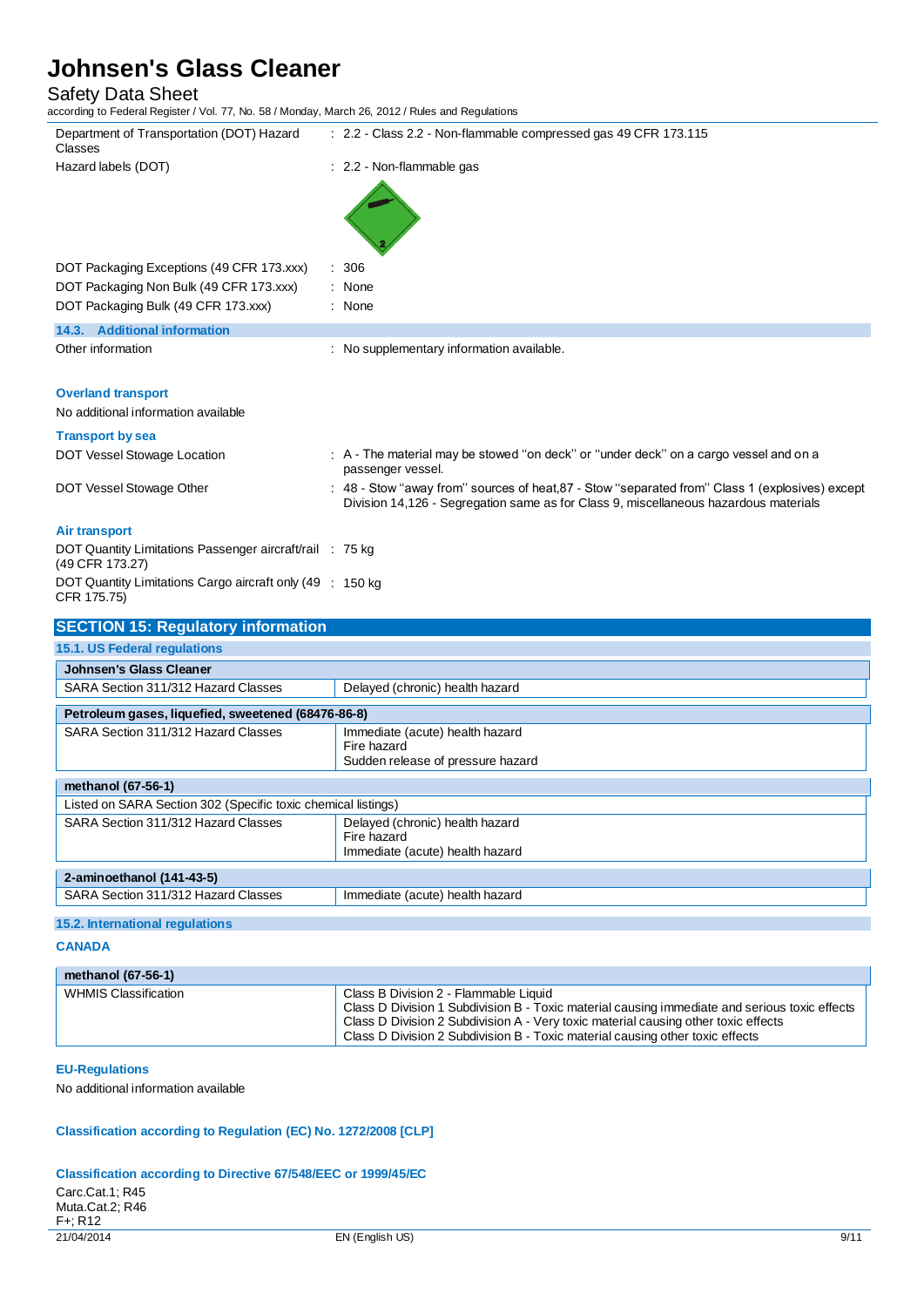| | |
|---|---|
| Department of Transportation (DOT) Hazard Classes | : 2.2 - Class 2.2 - Non-flammable compressed gas 49 CFR 173.115 |
| Hazard labels (DOT) | : 2.2 - Non-flammable gas |
| DOT Packaging Exceptions (49 CFR 173.xxx) | : 306 |
| DOT Packaging Non Bulk (49 CFR 173.xxx) | : None |
| DOT Packaging Bulk (49 CFR 173.xxx) | : None |

### 14.3. Additional information

| | |
|---|---|
| Other information | : No supplementary information available. |

**Overland transport**

No additional information available

**Transport by sea**

| | |
|---|---|
| DOT Vessel Stowage Location | : A - The material may be stowed "on deck" or "under deck" on a cargo vessel and on a passenger vessel. |
| DOT Vessel Stowage Other | : 48 - Stow "away from" sources of heat,87 - Stow "separated from" Class 1 (explosives) except Division 14,126 - Segregation same as for Class 9, miscellaneous hazardous materials |

**Air transport**

| | |
|---|---|
| DOT Quantity Limitations Passenger aircraft/rail (49 CFR 173.27) | : 75 kg |
| DOT Quantity Limitations Cargo aircraft only (49 CFR 175.75) | : 150 kg |

## SECTION 15: Regulatory information

### 15.1. US Federal regulations

| Johnsen's Glass Cleaner | |
|---|---|
| SARA Section 311/312 Hazard Classes | Delayed (chronic) health hazard |

| Petroleum gases, liquefied, sweetened (68476-86-8) | |
|---|---|
| SARA Section 311/312 Hazard Classes | Immediate (acute) health hazard<br>Fire hazard<br>Sudden release of pressure hazard |

| methanol (67-56-1) | |
|---|---|
| Listed on SARA Section 302 (Specific toxic chemical listings) | |
| SARA Section 311/312 Hazard Classes | Delayed (chronic) health hazard<br>Fire hazard<br>Immediate (acute) health hazard |

| 2-aminoethanol (141-43-5) | |
|---|---|
| SARA Section 311/312 Hazard Classes | Immediate (acute) health hazard |

### 15.2. International regulations

**CANADA**

| methanol (67-56-1) | |
|---|---|
| WHMIS Classification | Class B Division 2 - Flammable Liquid<br>Class D Division 1 Subdivision B - Toxic material causing immediate and serious toxic effects<br>Class D Division 2 Subdivision A - Very toxic material causing other toxic effects<br>Class D Division 2 Subdivision B - Toxic material causing other toxic effects |

**EU-Regulations**

No additional information available

**Classification according to Regulation (EC) No. 1272/2008 [CLP]**

**Classification according to Directive 67/548/EEC or 1999/45/EC**

Carc.Cat.1; R45
Muta.Cat.2; R46
F+; R12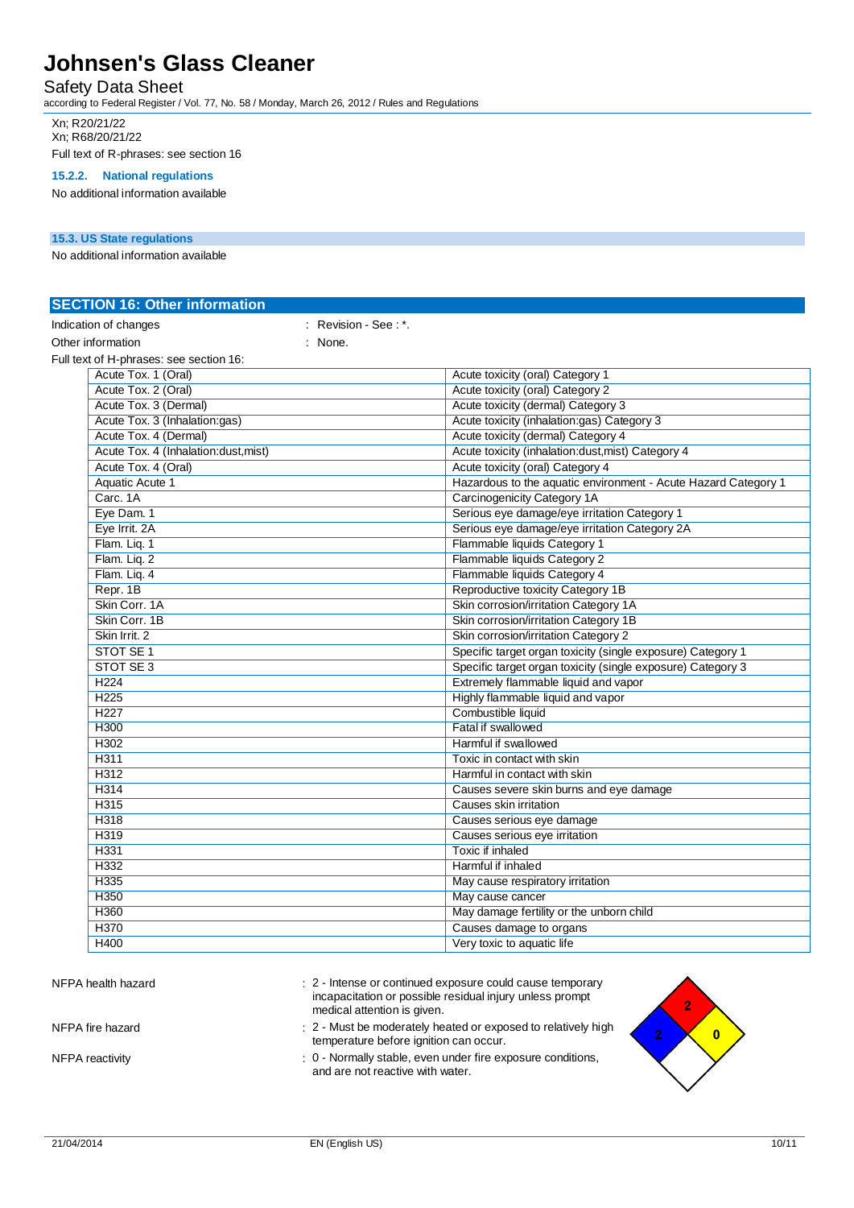Xn; R20/21/22

Xn; R68/20/21/22

Full text of R-phrases: see section 16

#### 15.2.2. National regulations

No additional information available

### 15.3. US State regulations

No additional information available

## SECTION 16: Other information

Indication of changes : Revision - See : *.

Other information : None.

Full text of H-phrases: see section 16:

| | |
|---|---|
| Acute Tox. 1 (Oral) | Acute toxicity (oral) Category 1 |
| Acute Tox. 2 (Oral) | Acute toxicity (oral) Category 2 |
| Acute Tox. 3 (Dermal) | Acute toxicity (dermal) Category 3 |
| Acute Tox. 3 (Inhalation:gas) | Acute toxicity (inhalation:gas) Category 3 |
| Acute Tox. 4 (Dermal) | Acute toxicity (dermal) Category 4 |
| Acute Tox. 4 (Inhalation:dust,mist) | Acute toxicity (inhalation:dust,mist) Category 4 |
| Acute Tox. 4 (Oral) | Acute toxicity (oral) Category 4 |
| Aquatic Acute 1 | Hazardous to the aquatic environment - Acute Hazard Category 1 |
| Carc. 1A | Carcinogenicity Category 1A |
| Eye Dam. 1 | Serious eye damage/eye irritation Category 1 |
| Eye Irrit. 2A | Serious eye damage/eye irritation Category 2A |
| Flam. Liq. 1 | Flammable liquids Category 1 |
| Flam. Liq. 2 | Flammable liquids Category 2 |
| Flam. Liq. 4 | Flammable liquids Category 4 |
| Repr. 1B | Reproductive toxicity Category 1B |
| Skin Corr. 1A | Skin corrosion/irritation Category 1A |
| Skin Corr. 1B | Skin corrosion/irritation Category 1B |
| Skin Irrit. 2 | Skin corrosion/irritation Category 2 |
| STOT SE 1 | Specific target organ toxicity (single exposure) Category 1 |
| STOT SE 3 | Specific target organ toxicity (single exposure) Category 3 |
| H224 | Extremely flammable liquid and vapor |
| H225 | Highly flammable liquid and vapor |
| H227 | Combustible liquid |
| H300 | Fatal if swallowed |
| H302 | Harmful if swallowed |
| H311 | Toxic in contact with skin |
| H312 | Harmful in contact with skin |
| H314 | Causes severe skin burns and eye damage |
| H315 | Causes skin irritation |
| H318 | Causes serious eye damage |
| H319 | Causes serious eye irritation |
| H331 | Toxic if inhaled |
| H332 | Harmful if inhaled |
| H335 | May cause respiratory irritation |
| H350 | May cause cancer |
| H360 | May damage fertility or the unborn child |
| H370 | Causes damage to organs |
| H400 | Very toxic to aquatic life |

NFPA health hazard : 2 - Intense or continued exposure could cause temporary incapacitation or possible residual injury unless prompt medical attention is given.

NFPA fire hazard : 2 - Must be moderately heated or exposed to relatively high temperature before ignition can occur.

NFPA reactivity : 0 - Normally stable, even under fire exposure conditions, and are not reactive with water.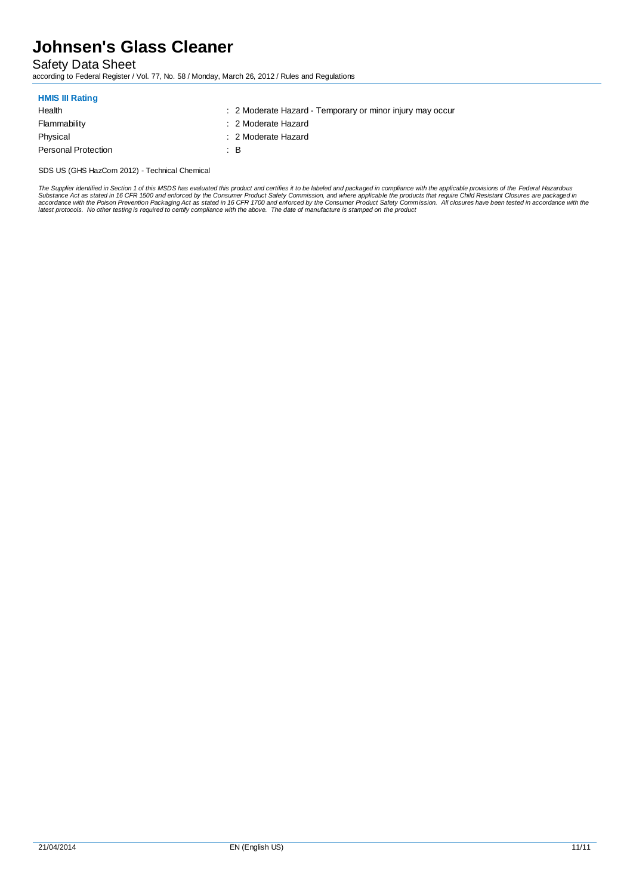### HMIS III Rating

| | |
|---|---|
| Health | : 2 Moderate Hazard - Temporary or minor injury may occur |
| Flammability | : 2 Moderate Hazard |
| Physical | : 2 Moderate Hazard |
| Personal Protection | : B |

SDS US (GHS HazCom 2012) - Technical Chemical

*The Supplier identified in Section 1 of this MSDS has evaluated this product and certifies it to be labeled and packaged in compliance with the applicable provisions of the Federal Hazardous Substance Act as stated in 16 CFR 1500 and enforced by the Consumer Product Safety Commission, and where applicable the products that require Child Resistant Closures are packaged in accordance with the Poison Prevention Packaging Act as stated in 16 CFR 1700 and enforced by the Consumer Product Safety Commission. All closures have been tested in accordance with the latest protocols. No other testing is required to certify compliance with the above. The date of manufacture is stamped on the product*